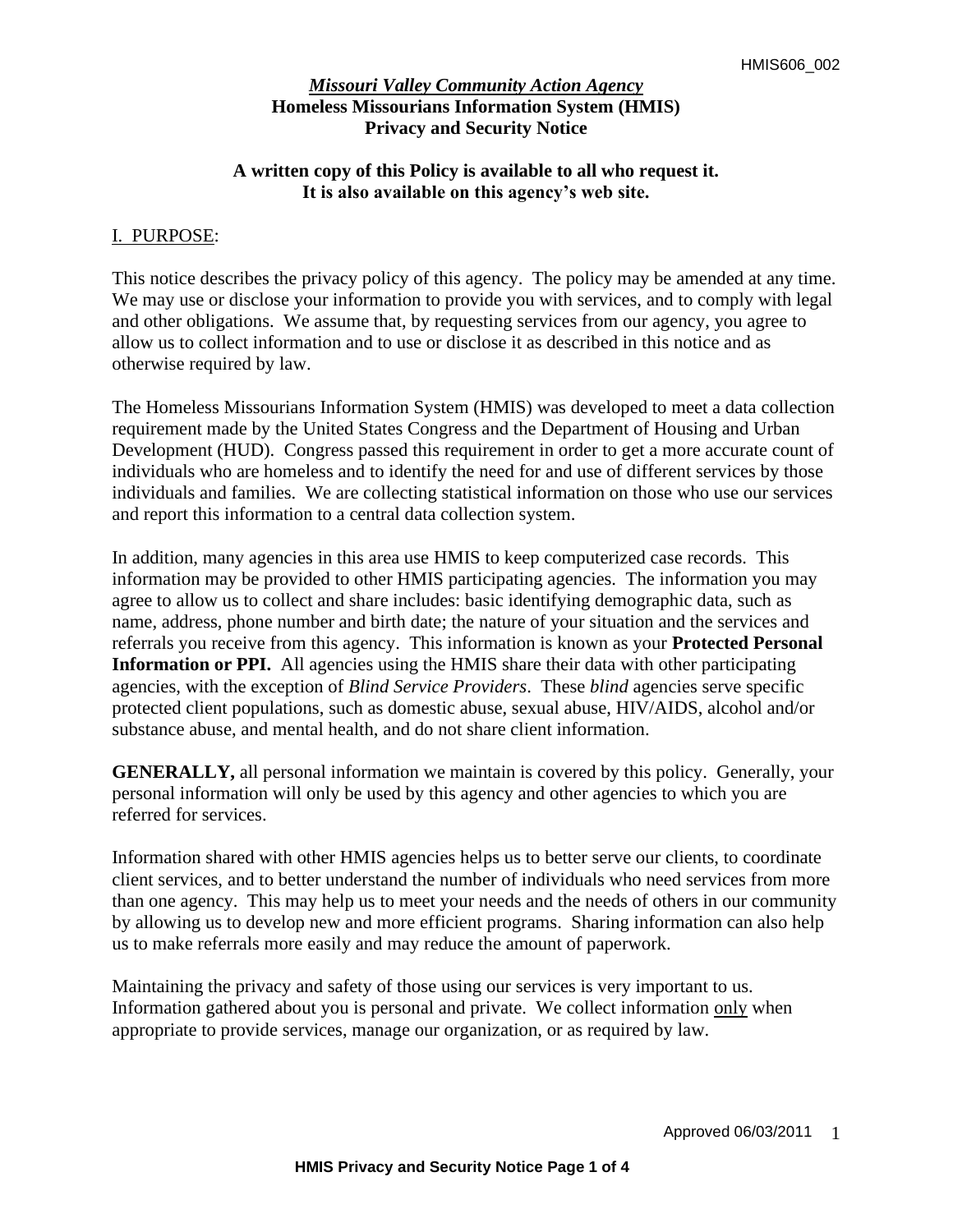# *Missouri Valley Community Action Agency*

## Homeless Missourians Information System (HMIS)

## Privacy and Security Notice

**A written copy of this Policy is available to all who request it.**
**It is also available on this agency's web site.**

### I. PURPOSE:

This notice describes the privacy policy of this agency. The policy may be amended at any time. We may use or disclose your information to provide you with services, and to comply with legal and other obligations. We assume that, by requesting services from our agency, you agree to allow us to collect information and to use or disclose it as described in this notice and as otherwise required by law.

The Homeless Missourians Information System (HMIS) was developed to meet a data collection requirement made by the United States Congress and the Department of Housing and Urban Development (HUD). Congress passed this requirement in order to get a more accurate count of individuals who are homeless and to identify the need for and use of different services by those individuals and families. We are collecting statistical information on those who use our services and report this information to a central data collection system.

In addition, many agencies in this area use HMIS to keep computerized case records. This information may be provided to other HMIS participating agencies. The information you may agree to allow us to collect and share includes: basic identifying demographic data, such as name, address, phone number and birth date; the nature of your situation and the services and referrals you receive from this agency. This information is known as your **Protected Personal Information or PPI.** All agencies using the HMIS share their data with other participating agencies, with the exception of *Blind Service Providers*. These *blind* agencies serve specific protected client populations, such as domestic abuse, sexual abuse, HIV/AIDS, alcohol and/or substance abuse, and mental health, and do not share client information.

**GENERALLY,** all personal information we maintain is covered by this policy. Generally, your personal information will only be used by this agency and other agencies to which you are referred for services.

Information shared with other HMIS agencies helps us to better serve our clients, to coordinate client services, and to better understand the number of individuals who need services from more than one agency. This may help us to meet your needs and the needs of others in our community by allowing us to develop new and more efficient programs. Sharing information can also help us to make referrals more easily and may reduce the amount of paperwork.

Maintaining the privacy and safety of those using our services is very important to us. Information gathered about you is personal and private. We collect information only when appropriate to provide services, manage our organization, or as required by law.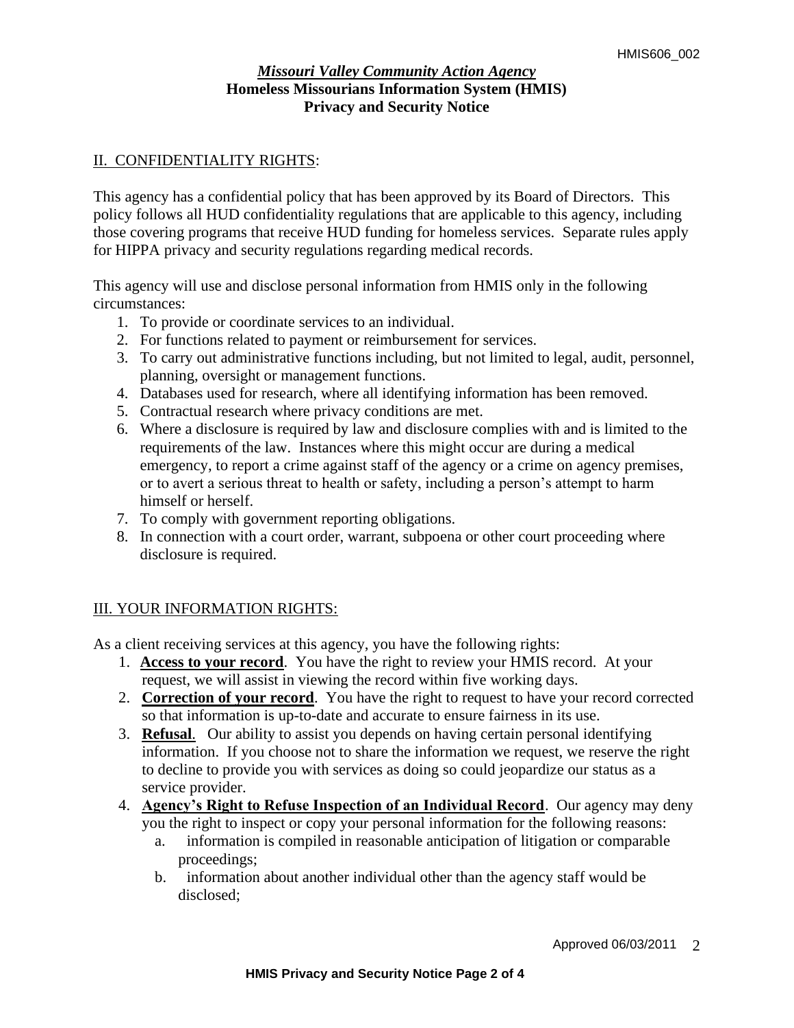## *Missouri Valley Community Action Agency*
## Homeless Missourians Information System (HMIS)
## Privacy and Security Notice

### II. CONFIDENTIALITY RIGHTS:

This agency has a confidential policy that has been approved by its Board of Directors. This policy follows all HUD confidentiality regulations that are applicable to this agency, including those covering programs that receive HUD funding for homeless services. Separate rules apply for HIPPA privacy and security regulations regarding medical records.

This agency will use and disclose personal information from HMIS only in the following circumstances:

1. To provide or coordinate services to an individual.
2. For functions related to payment or reimbursement for services.
3. To carry out administrative functions including, but not limited to legal, audit, personnel, planning, oversight or management functions.
4. Databases used for research, where all identifying information has been removed.
5. Contractual research where privacy conditions are met.
6. Where a disclosure is required by law and disclosure complies with and is limited to the requirements of the law. Instances where this might occur are during a medical emergency, to report a crime against staff of the agency or a crime on agency premises, or to avert a serious threat to health or safety, including a person's attempt to harm himself or herself.
7. To comply with government reporting obligations.
8. In connection with a court order, warrant, subpoena or other court proceeding where disclosure is required.

### III. YOUR INFORMATION RIGHTS:

As a client receiving services at this agency, you have the following rights:

1. **Access to your record**. You have the right to review your HMIS record. At your request, we will assist in viewing the record within five working days.
2. **Correction of your record**. You have the right to request to have your record corrected so that information is up-to-date and accurate to ensure fairness in its use.
3. **Refusal**. Our ability to assist you depends on having certain personal identifying information. If you choose not to share the information we request, we reserve the right to decline to provide you with services as doing so could jeopardize our status as a service provider.
4. **Agency's Right to Refuse Inspection of an Individual Record**. Our agency may deny you the right to inspect or copy your personal information for the following reasons:
   a. information is compiled in reasonable anticipation of litigation or comparable proceedings;
   b. information about another individual other than the agency staff would be disclosed;

Approved 06/03/2011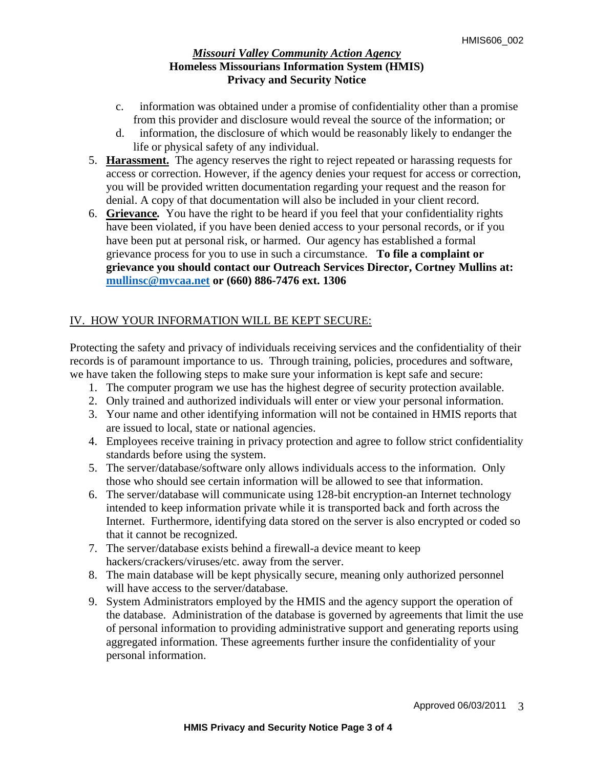c. information was obtained under a promise of confidentiality other than a promise from this provider and disclosure would reveal the source of the information; or

d. information, the disclosure of which would be reasonably likely to endanger the life or physical safety of any individual.

5. **Harassment.** The agency reserves the right to reject repeated or harassing requests for access or correction. However, if the agency denies your request for access or correction, you will be provided written documentation regarding your request and the reason for denial. A copy of that documentation will also be included in your client record.
6. **Grievance.** You have the right to be heard if you feel that your confidentiality rights have been violated, if you have been denied access to your personal records, or if you have been put at personal risk, or harmed. Our agency has established a formal grievance process for you to use in such a circumstance. **To file a complaint or grievance you should contact our Outreach Services Director, Cortney Mullins at: mullinsc@mvcaa.net or (660) 886-7476 ext. 1306**

## IV. HOW YOUR INFORMATION WILL BE KEPT SECURE:

Protecting the safety and privacy of individuals receiving services and the confidentiality of their records is of paramount importance to us. Through training, policies, procedures and software, we have taken the following steps to make sure your information is kept safe and secure:

1. The computer program we use has the highest degree of security protection available.
2. Only trained and authorized individuals will enter or view your personal information.
3. Your name and other identifying information will not be contained in HMIS reports that are issued to local, state or national agencies.
4. Employees receive training in privacy protection and agree to follow strict confidentiality standards before using the system.
5. The server/database/software only allows individuals access to the information. Only those who should see certain information will be allowed to see that information.
6. The server/database will communicate using 128-bit encryption-an Internet technology intended to keep information private while it is transported back and forth across the Internet. Furthermore, identifying data stored on the server is also encrypted or coded so that it cannot be recognized.
7. The server/database exists behind a firewall-a device meant to keep hackers/crackers/viruses/etc. away from the server.
8. The main database will be kept physically secure, meaning only authorized personnel will have access to the server/database.
9. System Administrators employed by the HMIS and the agency support the operation of the database. Administration of the database is governed by agreements that limit the use of personal information to providing administrative support and generating reports using aggregated information. These agreements further insure the confidentiality of your personal information.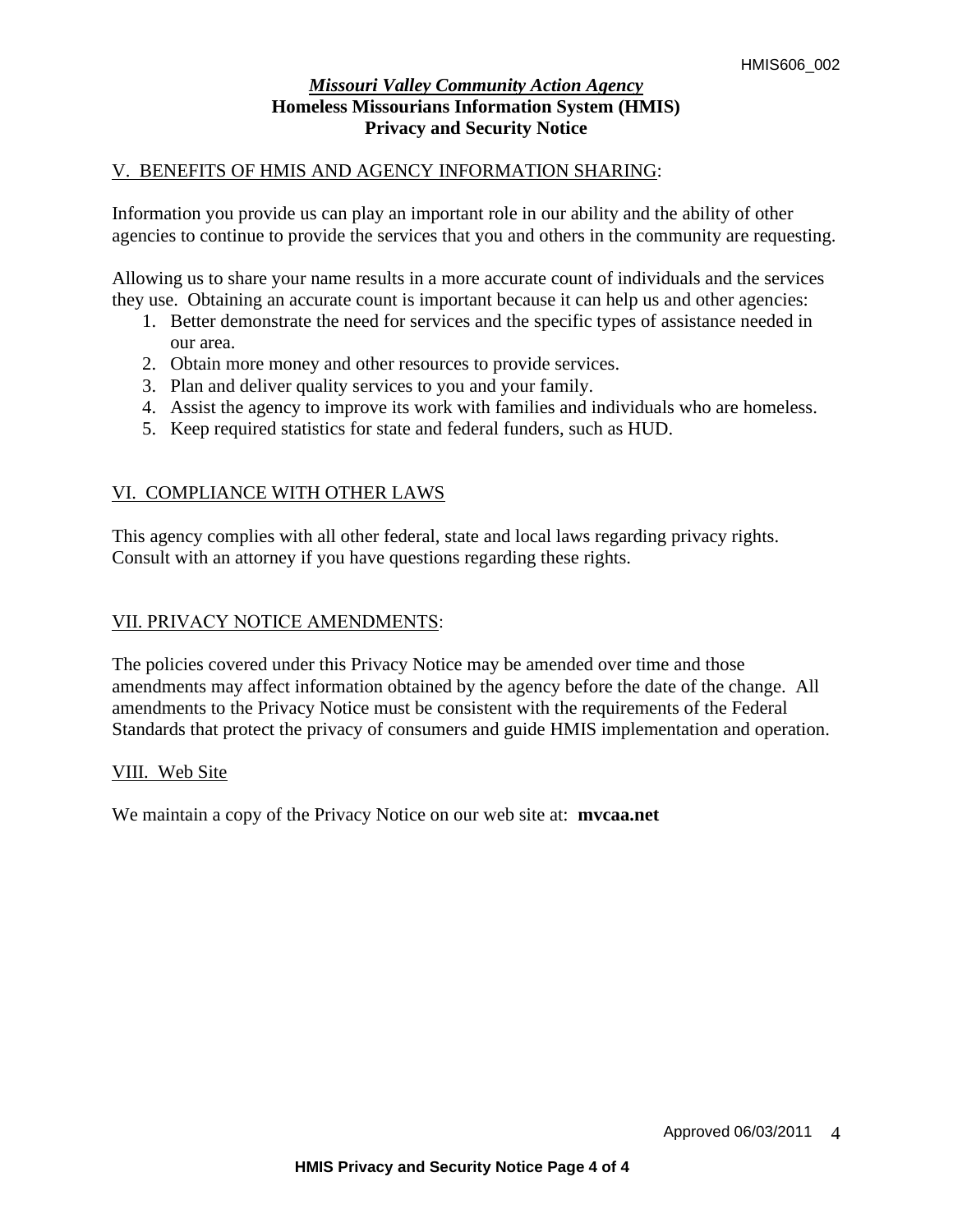## V. BENEFITS OF HMIS AND AGENCY INFORMATION SHARING:

Information you provide us can play an important role in our ability and the ability of other agencies to continue to provide the services that you and others in the community are requesting.

Allowing us to share your name results in a more accurate count of individuals and the services they use. Obtaining an accurate count is important because it can help us and other agencies:

1. Better demonstrate the need for services and the specific types of assistance needed in our area.
2. Obtain more money and other resources to provide services.
3. Plan and deliver quality services to you and your family.
4. Assist the agency to improve its work with families and individuals who are homeless.
5. Keep required statistics for state and federal funders, such as HUD.

## VI. COMPLIANCE WITH OTHER LAWS

This agency complies with all other federal, state and local laws regarding privacy rights. Consult with an attorney if you have questions regarding these rights.

## VII. PRIVACY NOTICE AMENDMENTS:

The policies covered under this Privacy Notice may be amended over time and those amendments may affect information obtained by the agency before the date of the change. All amendments to the Privacy Notice must be consistent with the requirements of the Federal Standards that protect the privacy of consumers and guide HMIS implementation and operation.

## VIII. Web Site

We maintain a copy of the Privacy Notice on our web site at: **mvcaa.net**

Approved 06/03/2011